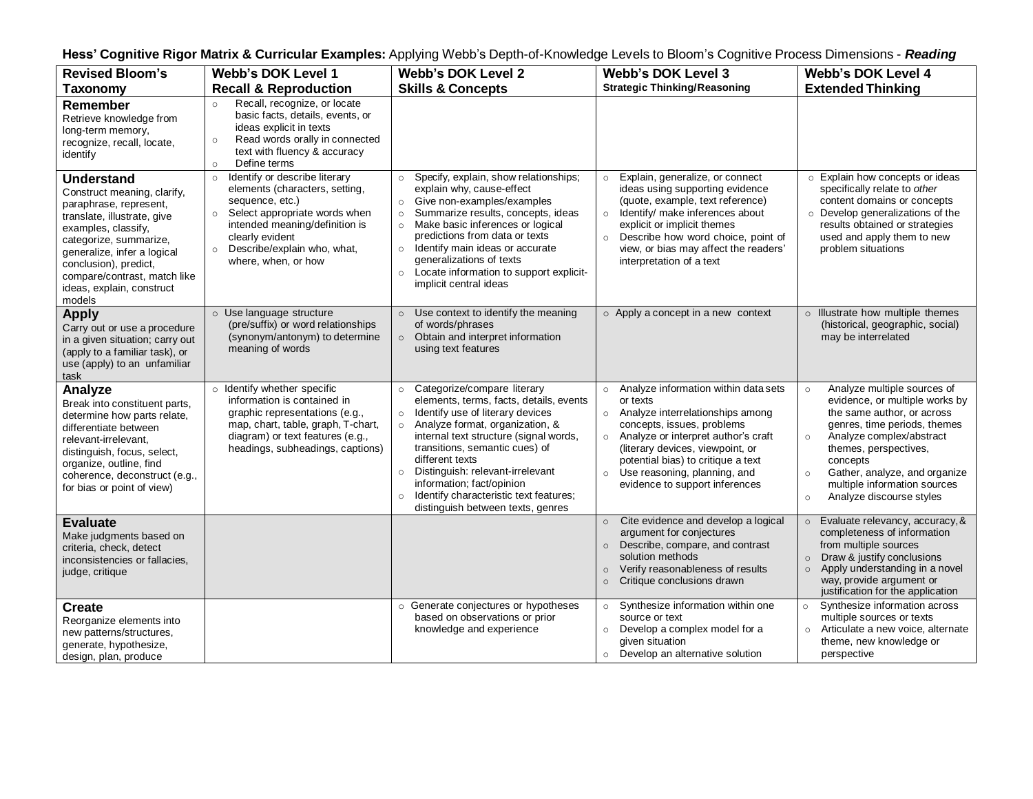**Hess' Cognitive Rigor Matrix & Curricular Examples:** Applying Webb's Depth-of-Knowledge Levels to Bloom's Cognitive Process Dimensions - ***Reading***

| **Revised Bloom's Taxonomy** | **Webb's DOK Level 1 Recall & Reproduction** | **Webb's DOK Level 2 Skills & Concepts** | **Webb's DOK Level 3 Strategic Thinking/Reasoning** | **Webb's DOK Level 4 Extended Thinking** |
|---|---|---|---|---|
| **Remember** Retrieve knowledge from long-term memory, recognize, recall, locate, identify | ○ Recall, recognize, or locate basic facts, details, events, or ideas explicit in texts<br>○ Read words orally in connected text with fluency & accuracy<br>○ Define terms | | | |
| **Understand** Construct meaning, clarify, paraphrase, represent, translate, illustrate, give examples, classify, categorize, summarize, generalize, infer a logical conclusion), predict, compare/contrast, match like ideas, explain, construct models | ○ Identify or describe literary elements (characters, setting, sequence, etc.)<br>○ Select appropriate words when intended meaning/definition is clearly evident<br>○ Describe/explain who, what, where, when, or how | ○ Specify, explain, show relationships; explain why, cause-effect<br>○ Give non-examples/examples<br>○ Summarize results, concepts, ideas<br>○ Make basic inferences or logical predictions from data or texts<br>○ Identify main ideas or accurate generalizations of texts<br>○ Locate information to support explicit-implicit central ideas | ○ Explain, generalize, or connect ideas using supporting evidence (quote, example, text reference)<br>○ Identify/ make inferences about explicit or implicit themes<br>○ Describe how word choice, point of view, or bias may affect the readers' interpretation of a text | ○ Explain how concepts or ideas specifically relate to *other* content domains or concepts<br>○ Develop generalizations of the results obtained or strategies used and apply them to new problem situations |
| **Apply** Carry out or use a procedure in a given situation; carry out (apply to a familiar task), or use (apply) to an unfamiliar task | ○ Use language structure (pre/suffix) or word relationships (synonym/antonym) to determine meaning of words | ○ Use context to identify the meaning of words/phrases<br>○ Obtain and interpret information using text features | ○ Apply a concept in a new context | ○ Illustrate how multiple themes (historical, geographic, social) may be interrelated |
| **Analyze** Break into constituent parts, determine how parts relate, differentiate between relevant-irrelevant, distinguish, focus, select, organize, outline, find coherence, deconstruct (e.g., for bias or point of view) | ○ Identify whether specific information is contained in graphic representations (e.g., map, chart, table, graph, T-chart, diagram) or text features (e.g., headings, subheadings, captions) | ○ Categorize/compare literary elements, terms, facts, details, events<br>○ Identify use of literary devices<br>○ Analyze format, organization, & internal text structure (signal words, transitions, semantic cues) of different texts<br>○ Distinguish: relevant-irrelevant information; fact/opinion<br>○ Identify characteristic text features; distinguish between texts, genres | ○ Analyze information within data sets or texts<br>○ Analyze interrelationships among concepts, issues, problems<br>○ Analyze or interpret author's craft (literary devices, viewpoint, or potential bias) to critique a text<br>○ Use reasoning, planning, and evidence to support inferences | ○ Analyze multiple sources of evidence, or multiple works by the same author, or across genres, time periods, themes<br>○ Analyze complex/abstract themes, perspectives, concepts<br>○ Gather, analyze, and organize multiple information sources<br>○ Analyze discourse styles |
| **Evaluate** Make judgments based on criteria, check, detect inconsistencies or fallacies, judge, critique | | | ○ Cite evidence and develop a logical argument for conjectures<br>○ Describe, compare, and contrast solution methods<br>○ Verify reasonableness of results<br>○ Critique conclusions drawn | ○ Evaluate relevancy, accuracy, & completeness of information from multiple sources<br>○ Draw & justify conclusions<br>○ Apply understanding in a novel way, provide argument or justification for the application |
| **Create** Reorganize elements into new patterns/structures, generate, hypothesize, design, plan, produce | | ○ Generate conjectures or hypotheses based on observations or prior knowledge and experience | ○ Synthesize information within one source or text<br>○ Develop a complex model for a given situation<br>○ Develop an alternative solution | ○ Synthesize information across multiple sources or texts<br>○ Articulate a new voice, alternate theme, new knowledge or perspective |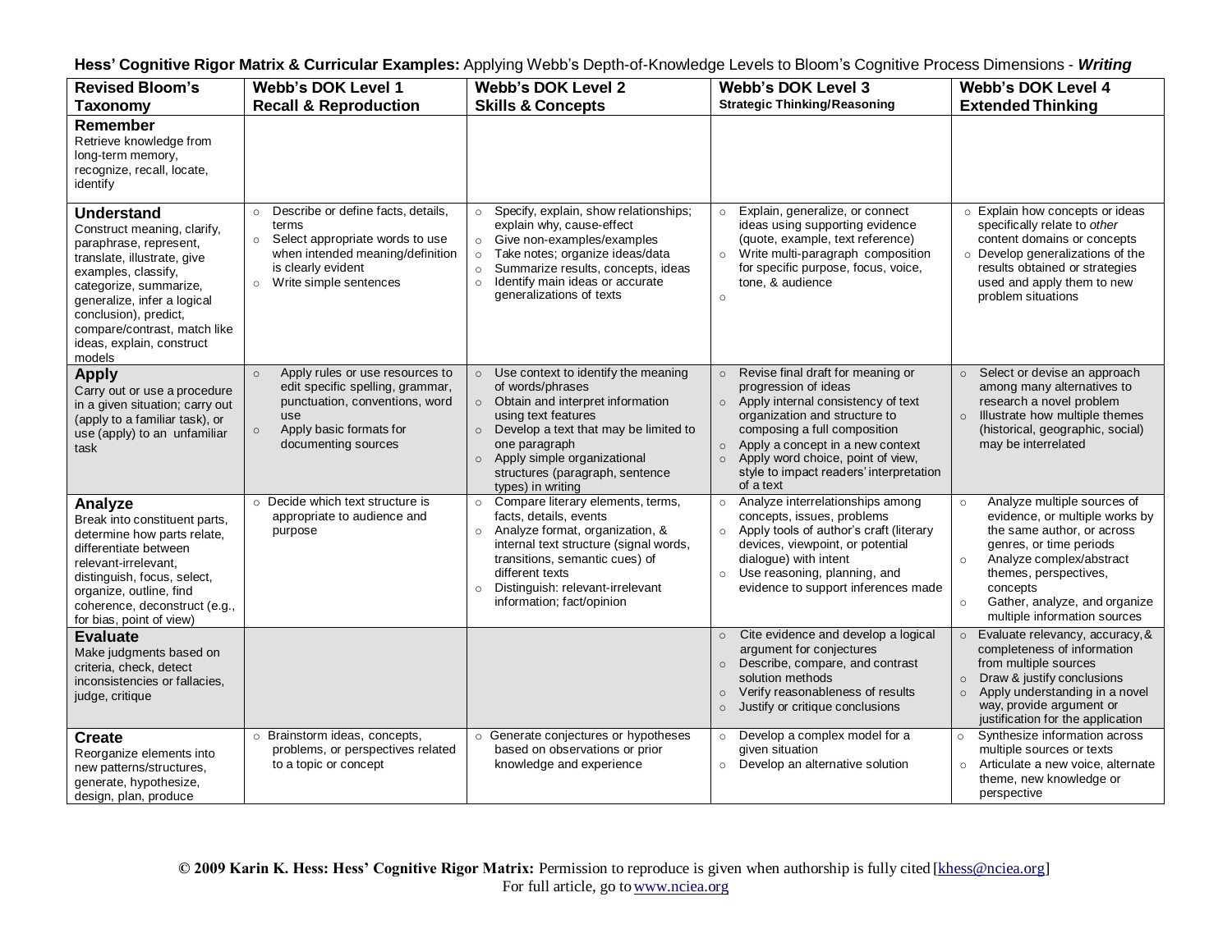**Hess' Cognitive Rigor Matrix & Curricular Examples:** Applying Webb's Depth-of-Knowledge Levels to Bloom's Cognitive Process Dimensions - ***Writing***

| **Revised Bloom's Taxonomy** | **Webb's DOK Level 1 Recall & Reproduction** | **Webb's DOK Level 2 Skills & Concepts** | **Webb's DOK Level 3 Strategic Thinking/Reasoning** | **Webb's DOK Level 4 Extended Thinking** |
|---|---|---|---|---|
| **Remember** Retrieve knowledge from long-term memory, recognize, recall, locate, identify | | | | |
| **Understand** Construct meaning, clarify, paraphrase, represent, translate, illustrate, give examples, classify, categorize, summarize, generalize, infer a logical conclusion), predict, compare/contrast, match like ideas, explain, construct models | ○ Describe or define facts, details, terms<br>○ Select appropriate words to use when intended meaning/definition is clearly evident<br>○ Write simple sentences | ○ Specify, explain, show relationships; explain why, cause-effect<br>○ Give non-examples/examples<br>○ Take notes; organize ideas/data<br>○ Summarize results, concepts, ideas<br>○ Identify main ideas or accurate generalizations of texts | ○ Explain, generalize, or connect ideas using supporting evidence (quote, example, text reference)<br>○ Write multi-paragraph composition for specific purpose, focus, voice, tone, & audience<br>○ | ○ Explain how concepts or ideas specifically relate to *other* content domains or concepts<br>○ Develop generalizations of the results obtained or strategies used and apply them to new problem situations |
| **Apply** Carry out or use a procedure in a given situation; carry out (apply to a familiar task), or use (apply) to an unfamiliar task | ○ Apply rules or use resources to edit specific spelling, grammar, punctuation, conventions, word use<br>○ Apply basic formats for documenting sources | ○ Use context to identify the meaning of words/phrases<br>○ Obtain and interpret information using text features<br>○ Develop a text that may be limited to one paragraph<br>○ Apply simple organizational structures (paragraph, sentence types) in writing | ○ Revise final draft for meaning or progression of ideas<br>○ Apply internal consistency of text organization and structure to composing a full composition<br>○ Apply a concept in a new context<br>○ Apply word choice, point of view, style to impact readers' interpretation of a text | ○ Select or devise an approach among many alternatives to research a novel problem<br>○ Illustrate how multiple themes (historical, geographic, social) may be interrelated |
| **Analyze** Break into constituent parts, determine how parts relate, differentiate between relevant-irrelevant, distinguish, focus, select, organize, outline, find coherence, deconstruct (e.g., for bias, point of view) | ○ Decide which text structure is appropriate to audience and purpose | ○ Compare literary elements, terms, facts, details, events<br>○ Analyze format, organization, & internal text structure (signal words, transitions, semantic cues) of different texts<br>○ Distinguish: relevant-irrelevant information; fact/opinion | ○ Analyze interrelationships among concepts, issues, problems<br>○ Apply tools of author's craft (literary devices, viewpoint, or potential dialogue) with intent<br>○ Use reasoning, planning, and evidence to support inferences made | ○ Analyze multiple sources of evidence, or multiple works by the same author, or across genres, or time periods<br>○ Analyze complex/abstract themes, perspectives, concepts<br>○ Gather, analyze, and organize multiple information sources |
| **Evaluate** Make judgments based on criteria, check, detect inconsistencies or fallacies, judge, critique | | | ○ Cite evidence and develop a logical argument for conjectures<br>○ Describe, compare, and contrast solution methods<br>○ Verify reasonableness of results<br>○ Justify or critique conclusions | ○ Evaluate relevancy, accuracy, & completeness of information from multiple sources<br>○ Draw & justify conclusions<br>○ Apply understanding in a novel way, provide argument or justification for the application |
| **Create** Reorganize elements into new patterns/structures, generate, hypothesize, design, plan, produce | ○ Brainstorm ideas, concepts, problems, or perspectives related to a topic or concept | ○ Generate conjectures or hypotheses based on observations or prior knowledge and experience | ○ Develop a complex model for a given situation<br>○ Develop an alternative solution | ○ Synthesize information across multiple sources or texts<br>○ Articulate a new voice, alternate theme, new knowledge or perspective |

**© 2009 Karin K. Hess: Hess' Cognitive Rigor Matrix:** Permission to reproduce is given when authorship is fully cited [khess@nciea.org]
For full article, go to www.nciea.org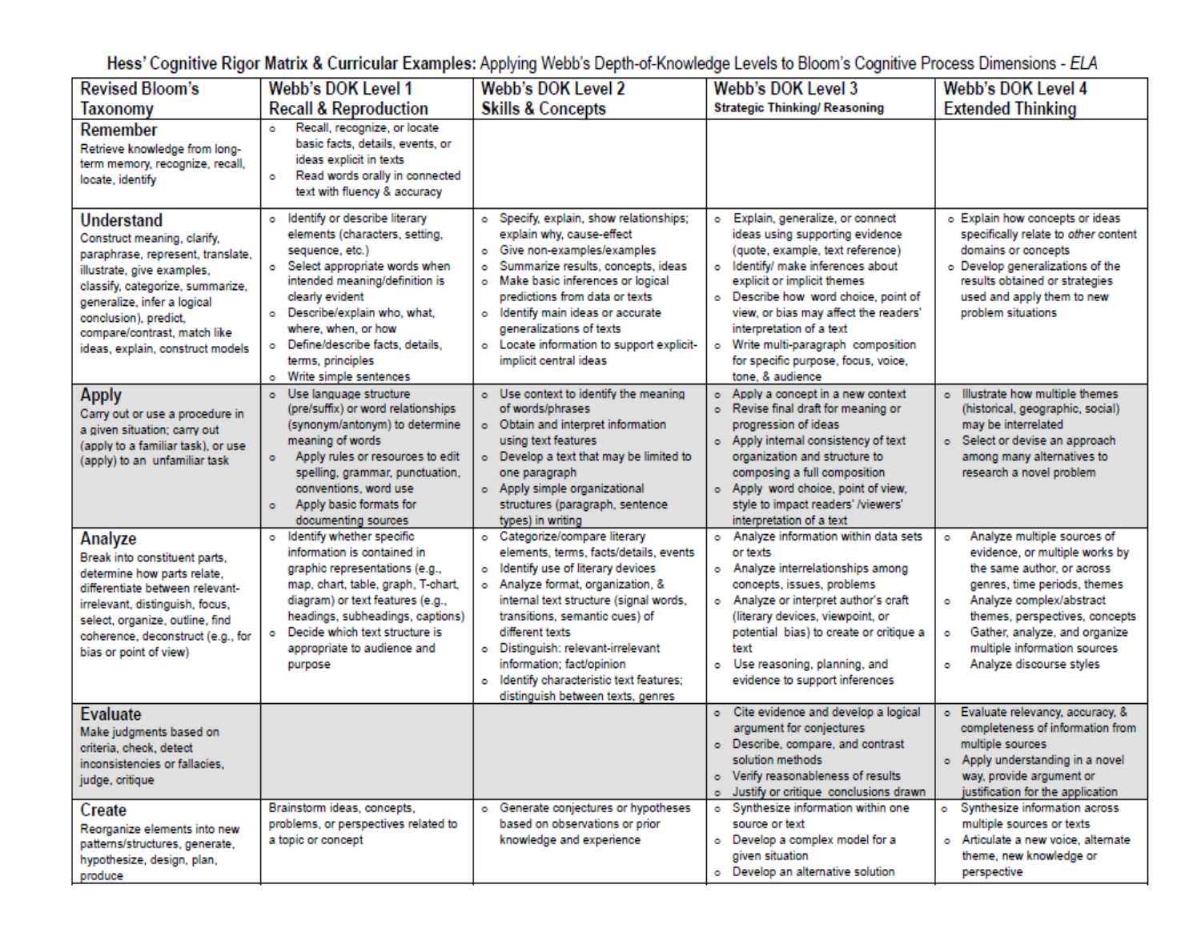## Hess' Cognitive Rigor Matrix & Curricular Examples: Applying Webb's Depth-of-Knowledge Levels to Bloom's Cognitive Process Dimensions - *ELA*

| Revised Bloom's Taxonomy | Webb's DOK Level 1 Recall & Reproduction | Webb's DOK Level 2 Skills & Concepts | Webb's DOK Level 3 Strategic Thinking/ Reasoning | Webb's DOK Level 4 Extended Thinking |
|---|---|---|---|---|
| **Remember** Retrieve knowledge from long-term memory, recognize, recall, locate, identify | ○ Recall, recognize, or locate basic facts, details, events, or ideas explicit in texts<br>○ Read words orally in connected text with fluency & accuracy | | | |
| **Understand** Construct meaning, clarify, paraphrase, represent, translate, illustrate, give examples, classify, categorize, summarize, generalize, infer a logical conclusion), predict, compare/contrast, match like ideas, explain, construct models | ○ Identify or describe literary elements (characters, setting, sequence, etc.)<br>○ Select appropriate words when intended meaning/definition is clearly evident<br>○ Describe/explain who, what, where, when, or how<br>○ Define/describe facts, details, terms, principles<br>○ Write simple sentences | ○ Specify, explain, show relationships; explain why, cause-effect<br>○ Give non-examples/examples<br>○ Summarize results, concepts, ideas<br>○ Make basic inferences or logical predictions from data or texts<br>○ Identify main ideas or accurate generalizations of texts<br>○ Locate information to support explicit-implicit central ideas | ○ Explain, generalize, or connect ideas using supporting evidence (quote, example, text reference)<br>○ Identify/ make inferences about explicit or implicit themes<br>○ Describe how word choice, point of view, or bias may affect the readers' interpretation of a text<br>○ Write multi-paragraph composition for specific purpose, focus, voice, tone, & audience | ○ Explain how concepts or ideas specifically relate to *other* content domains or concepts<br>○ Develop generalizations of the results obtained or strategies used and apply them to new problem situations |
| **Apply** Carry out or use a procedure in a given situation; carry out (apply to a familiar task), or use (apply) to an unfamiliar task | ○ Use language structure (pre/suffix) or word relationships (synonym/antonym) to determine meaning of words<br>○ Apply rules or resources to edit spelling, grammar, punctuation, conventions, word use<br>○ Apply basic formats for documenting sources | ○ Use context to identify the meaning of words/phrases<br>○ Obtain and interpret information using text features<br>○ Develop a text that may be limited to one paragraph<br>○ Apply simple organizational structures (paragraph, sentence types) in writing | ○ Apply a concept in a new context<br>○ Revise final draft for meaning or progression of ideas<br>○ Apply internal consistency of text organization and structure to composing a full composition<br>○ Apply word choice, point of view, style to impact readers' /viewers' interpretation of a text | ○ Illustrate how multiple themes (historical, geographic, social) may be interrelated<br>○ Select or devise an approach among many alternatives to research a novel problem |
| **Analyze** Break into constituent parts, determine how parts relate, differentiate between relevant-irrelevant, distinguish, focus, select, organize, outline, find coherence, deconstruct (e.g., for bias or point of view) | ○ Identify whether specific information is contained in graphic representations (e.g., map, chart, table, graph, T-chart, diagram) or text features (e.g., headings, subheadings, captions)<br>○ Decide which text structure is appropriate to audience and purpose | ○ Categorize/compare literary elements, terms, facts/details, events<br>○ Identify use of literary devices<br>○ Analyze format, organization, & internal text structure (signal words, transitions, semantic cues) of different texts<br>○ Distinguish: relevant-irrelevant information; fact/opinion<br>○ Identify characteristic text features; distinguish between texts, genres | ○ Analyze information within data sets or texts<br>○ Analyze interrelationships among concepts, issues, problems<br>○ Analyze or interpret author's craft (literary devices, viewpoint, or potential bias) to create or critique a text<br>○ Use reasoning, planning, and evidence to support inferences | ○ Analyze multiple sources of evidence, or multiple works by the same author, or across genres, time periods, themes<br>○ Analyze complex/abstract themes, perspectives, concepts<br>○ Gather, analyze, and organize multiple information sources<br>○ Analyze discourse styles |
| **Evaluate** Make judgments based on criteria, check, detect inconsistencies or fallacies, judge, critique | | | ○ Cite evidence and develop a logical argument for conjectures<br>○ Describe, compare, and contrast solution methods<br>○ Verify reasonableness of results<br>○ Justify or critique conclusions drawn | ○ Evaluate relevancy, accuracy, & completeness of information from multiple sources<br>○ Apply understanding in a novel way, provide argument or justification for the application |
| **Create** Reorganize elements into new patterns/structures, generate, hypothesize, design, plan, produce | Brainstorm ideas, concepts, problems, or perspectives related to a topic or concept | ○ Generate conjectures or hypotheses based on observations or prior knowledge and experience | ○ Synthesize information within one source or text<br>○ Develop a complex model for a given situation<br>○ Develop an alternative solution | ○ Synthesize information across multiple sources or texts<br>○ Articulate a new voice, alternate theme, new knowledge or perspective |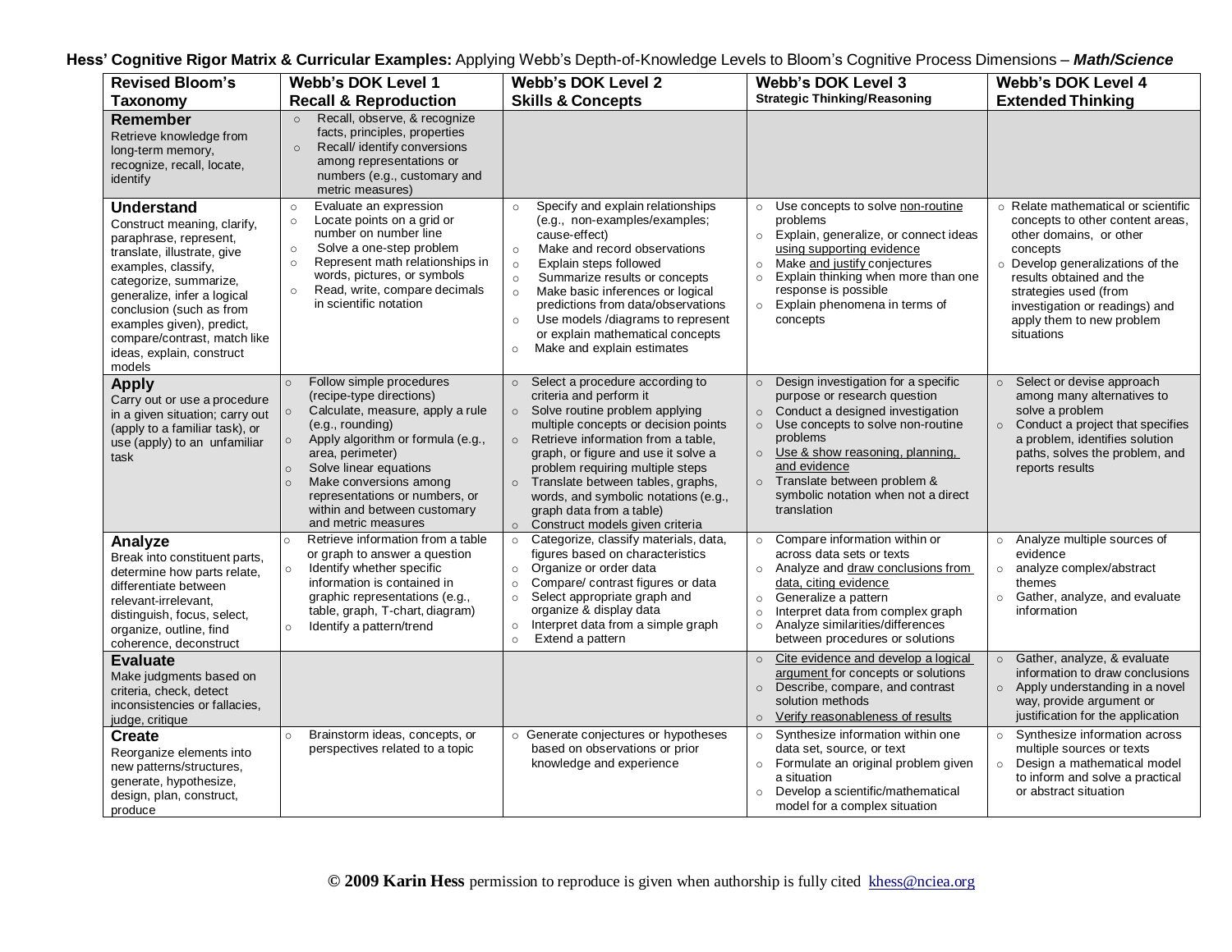**Hess' Cognitive Rigor Matrix & Curricular Examples:** Applying Webb's Depth-of-Knowledge Levels to Bloom's Cognitive Process Dimensions – ***Math/Science***

| Revised Bloom's Taxonomy | Webb's DOK Level 1 Recall & Reproduction | Webb's DOK Level 2 Skills & Concepts | Webb's DOK Level 3 Strategic Thinking/Reasoning | Webb's DOK Level 4 Extended Thinking |
|---|---|---|---|---|
| **Remember** Retrieve knowledge from long-term memory, recognize, recall, locate, identify | ○ Recall, observe, & recognize facts, principles, properties<br>○ Recall/ identify conversions among representations or numbers (e.g., customary and metric measures) | | | |
| **Understand** Construct meaning, clarify, paraphrase, represent, translate, illustrate, give examples, classify, categorize, summarize, generalize, infer a logical conclusion (such as from examples given), predict, compare/contrast, match like ideas, explain, construct models | ○ Evaluate an expression<br>○ Locate points on a grid or number on number line<br>○ Solve a one-step problem<br>○ Represent math relationships in words, pictures, or symbols<br>○ Read, write, compare decimals in scientific notation | ○ Specify and explain relationships (e.g., non-examples/examples; cause-effect)<br>○ Make and record observations<br>○ Explain steps followed<br>○ Summarize results or concepts<br>○ Make basic inferences or logical predictions from data/observations<br>○ Use models /diagrams to represent or explain mathematical concepts<br>○ Make and explain estimates | ○ Use concepts to solve <u>non-routine</u> problems<br>○ Explain, generalize, or connect ideas <u>using supporting evidence</u><br>○ Make <u>and justify</u> conjectures<br>○ Explain thinking when more than one response is possible<br>○ Explain phenomena in terms of concepts | ○ Relate mathematical or scientific concepts to other content areas, other domains, or other concepts<br>○ Develop generalizations of the results obtained and the strategies used (from investigation or readings) and apply them to new problem situations |
| **Apply** Carry out or use a procedure in a given situation; carry out (apply to a familiar task), or use (apply) to an unfamiliar task | ○ Follow simple procedures (recipe-type directions)<br>○ Calculate, measure, apply a rule (e.g., rounding)<br>○ Apply algorithm or formula (e.g., area, perimeter)<br>○ Solve linear equations<br>○ Make conversions among representations or numbers, or within and between customary and metric measures | ○ Select a procedure according to criteria and perform it<br>○ Solve routine problem applying multiple concepts or decision points<br>○ Retrieve information from a table, graph, or figure and use it solve a problem requiring multiple steps<br>○ Translate between tables, graphs, words, and symbolic notations (e.g., graph data from a table)<br>○ Construct models given criteria | ○ Design investigation for a specific purpose or research question<br>○ Conduct a designed investigation<br>○ Use concepts to solve non-routine problems<br>○ <u>Use & show reasoning, planning, and evidence</u><br>○ Translate between problem & symbolic notation when not a direct translation | ○ Select or devise approach among many alternatives to solve a problem<br>○ Conduct a project that specifies a problem, identifies solution paths, solves the problem, and reports results |
| **Analyze** Break into constituent parts, determine how parts relate, differentiate between relevant-irrelevant, distinguish, focus, select, organize, outline, find coherence, deconstruct | ○ Retrieve information from a table or graph to answer a question<br>○ Identify whether specific information is contained in graphic representations (e.g., table, graph, T-chart, diagram)<br>○ Identify a pattern/trend | ○ Categorize, classify materials, data, figures based on characteristics<br>○ Organize or order data<br>○ Compare/ contrast figures or data<br>○ Select appropriate graph and organize & display data<br>○ Interpret data from a simple graph<br>○ Extend a pattern | ○ Compare information within or across data sets or texts<br>○ Analyze and <u>draw conclusions from data, citing evidence</u><br>○ Generalize a pattern<br>○ Interpret data from complex graph<br>○ Analyze similarities/differences between procedures or solutions | ○ Analyze multiple sources of evidence<br>○ analyze complex/abstract themes<br>○ Gather, analyze, and evaluate information |
| **Evaluate** Make judgments based on criteria, check, detect inconsistencies or fallacies, judge, critique | | | ○ <u>Cite evidence and develop a logical argument</u> for concepts or solutions<br>○ Describe, compare, and contrast solution methods<br>○ <u>Verify reasonableness of results</u> | ○ Gather, analyze, & evaluate information to draw conclusions<br>○ Apply understanding in a novel way, provide argument or justification for the application |
| **Create** Reorganize elements into new patterns/structures, generate, hypothesize, design, plan, construct, produce | ○ Brainstorm ideas, concepts, or perspectives related to a topic | ○ Generate conjectures or hypotheses based on observations or prior knowledge and experience | ○ Synthesize information within one data set, source, or text<br>○ Formulate an original problem given a situation<br>○ Develop a scientific/mathematical model for a complex situation | ○ Synthesize information across multiple sources or texts<br>○ Design a mathematical model to inform and solve a practical or abstract situation |

**© 2009 Karin Hess** permission to reproduce is given when authorship is fully cited khess@nciea.org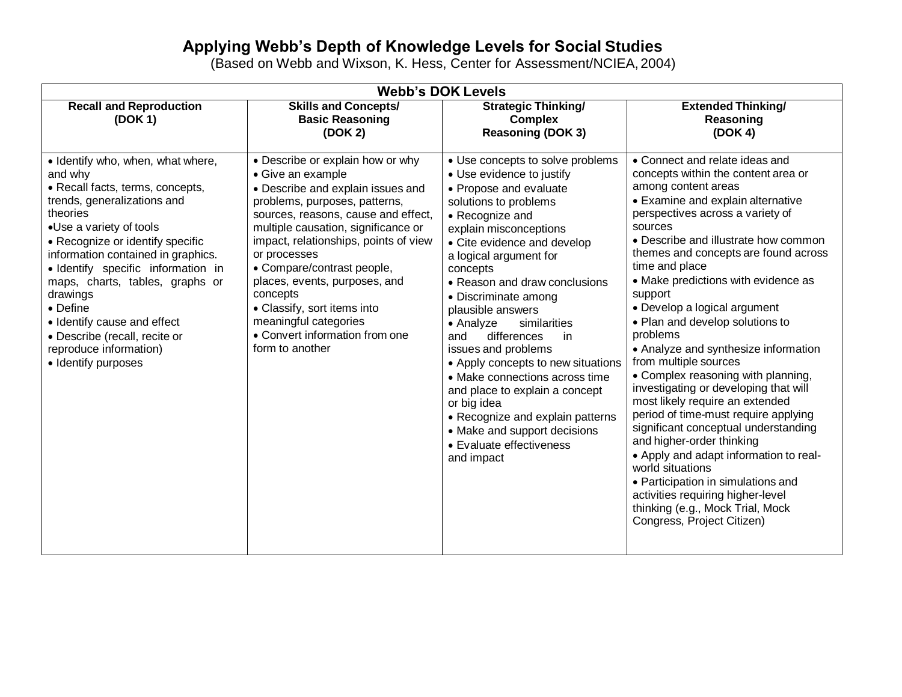# Applying Webb's Depth of Knowledge Levels for Social Studies

(Based on Webb and Wixson, K. Hess, Center for Assessment/NCIEA, 2004)

| Webb's DOK Levels | | | |
|---|---|---|---|
| **Recall and Reproduction (DOK 1)** | **Skills and Concepts/ Basic Reasoning (DOK 2)** | **Strategic Thinking/ Complex Reasoning (DOK 3)** | **Extended Thinking/ Reasoning (DOK 4)** |
| • Identify who, when, what where, and why<br>• Recall facts, terms, concepts, trends, generalizations and theories<br>•Use a variety of tools<br>• Recognize or identify specific information contained in graphics.<br>• Identify specific information in maps, charts, tables, graphs or drawings<br>• Define<br>• Identify cause and effect<br>• Describe (recall, recite or reproduce information)<br>• Identify purposes | • Describe or explain how or why<br>• Give an example<br>• Describe and explain issues and problems, purposes, patterns, sources, reasons, cause and effect, multiple causation, significance or impact, relationships, points of view or processes<br>• Compare/contrast people, places, events, purposes, and concepts<br>• Classify, sort items into meaningful categories<br>• Convert information from one form to another | • Use concepts to solve problems<br>• Use evidence to justify<br>• Propose and evaluate solutions to problems<br>• Recognize and explain misconceptions<br>• Cite evidence and develop a logical argument for concepts<br>• Reason and draw conclusions<br>• Discriminate among plausible answers<br>• Analyze similarities and differences in issues and problems<br>• Apply concepts to new situations<br>• Make connections across time and place to explain a concept or big idea<br>• Recognize and explain patterns<br>• Make and support decisions<br>• Evaluate effectiveness and impact | • Connect and relate ideas and concepts within the content area or among content areas<br>• Examine and explain alternative perspectives across a variety of sources<br>• Describe and illustrate how common themes and concepts are found across time and place<br>• Make predictions with evidence as support<br>• Develop a logical argument<br>• Plan and develop solutions to problems<br>• Analyze and synthesize information from multiple sources<br>• Complex reasoning with planning, investigating or developing that will most likely require an extended period of time-must require applying significant conceptual understanding and higher-order thinking<br>• Apply and adapt information to real-world situations<br>• Participation in simulations and activities requiring higher-level thinking (e.g., Mock Trial, Mock Congress, Project Citizen) |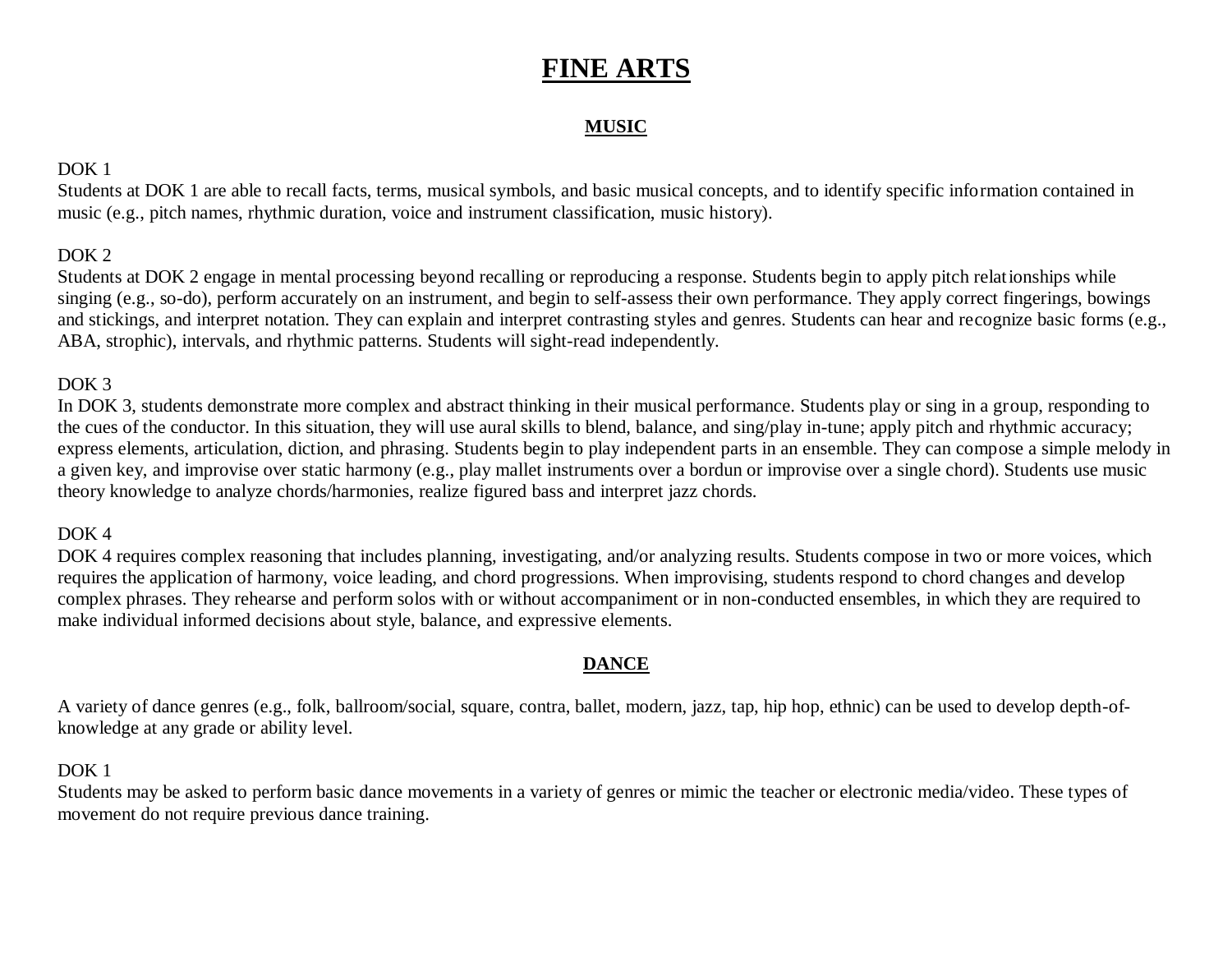# FINE ARTS

## MUSIC

DOK 1
Students at DOK 1 are able to recall facts, terms, musical symbols, and basic musical concepts, and to identify specific information contained in music (e.g., pitch names, rhythmic duration, voice and instrument classification, music history).

DOK 2
Students at DOK 2 engage in mental processing beyond recalling or reproducing a response. Students begin to apply pitch relationships while singing (e.g., so-do), perform accurately on an instrument, and begin to self-assess their own performance. They apply correct fingerings, bowings and stickings, and interpret notation. They can explain and interpret contrasting styles and genres. Students can hear and recognize basic forms (e.g., ABA, strophic), intervals, and rhythmic patterns. Students will sight-read independently.

DOK 3
In DOK 3, students demonstrate more complex and abstract thinking in their musical performance. Students play or sing in a group, responding to the cues of the conductor. In this situation, they will use aural skills to blend, balance, and sing/play in-tune; apply pitch and rhythmic accuracy; express elements, articulation, diction, and phrasing. Students begin to play independent parts in an ensemble. They can compose a simple melody in a given key, and improvise over static harmony (e.g., play mallet instruments over a bordun or improvise over a single chord). Students use music theory knowledge to analyze chords/harmonies, realize figured bass and interpret jazz chords.

DOK 4
DOK 4 requires complex reasoning that includes planning, investigating, and/or analyzing results. Students compose in two or more voices, which requires the application of harmony, voice leading, and chord progressions. When improvising, students respond to chord changes and develop complex phrases. They rehearse and perform solos with or without accompaniment or in non-conducted ensembles, in which they are required to make individual informed decisions about style, balance, and expressive elements.

## DANCE

A variety of dance genres (e.g., folk, ballroom/social, square, contra, ballet, modern, jazz, tap, hip hop, ethnic) can be used to develop depth-of-knowledge at any grade or ability level.

DOK 1
Students may be asked to perform basic dance movements in a variety of genres or mimic the teacher or electronic media/video. These types of movement do not require previous dance training.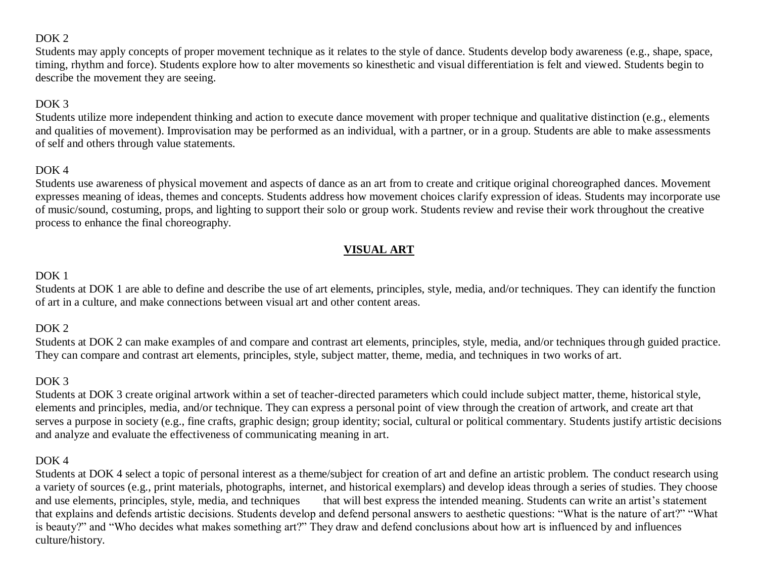DOK 2

Students may apply concepts of proper movement technique as it relates to the style of dance. Students develop body awareness (e.g., shape, space, timing, rhythm and force). Students explore how to alter movements so kinesthetic and visual differentiation is felt and viewed. Students begin to describe the movement they are seeing.

DOK 3

Students utilize more independent thinking and action to execute dance movement with proper technique and qualitative distinction (e.g., elements and qualities of movement). Improvisation may be performed as an individual, with a partner, or in a group. Students are able to make assessments of self and others through value statements.

DOK 4

Students use awareness of physical movement and aspects of dance as an art from to create and critique original choreographed dances. Movement expresses meaning of ideas, themes and concepts. Students address how movement choices clarify expression of ideas. Students may incorporate use of music/sound, costuming, props, and lighting to support their solo or group work. Students review and revise their work throughout the creative process to enhance the final choreography.

## VISUAL ART

DOK 1

Students at DOK 1 are able to define and describe the use of art elements, principles, style, media, and/or techniques. They can identify the function of art in a culture, and make connections between visual art and other content areas.

DOK 2

Students at DOK 2 can make examples of and compare and contrast art elements, principles, style, media, and/or techniques through guided practice. They can compare and contrast art elements, principles, style, subject matter, theme, media, and techniques in two works of art.

DOK 3

Students at DOK 3 create original artwork within a set of teacher-directed parameters which could include subject matter, theme, historical style, elements and principles, media, and/or technique. They can express a personal point of view through the creation of artwork, and create art that serves a purpose in society (e.g., fine crafts, graphic design; group identity; social, cultural or political commentary. Students justify artistic decisions and analyze and evaluate the effectiveness of communicating meaning in art.

DOK 4

Students at DOK 4 select a topic of personal interest as a theme/subject for creation of art and define an artistic problem. The conduct research using a variety of sources (e.g., print materials, photographs, internet, and historical exemplars) and develop ideas through a series of studies. They choose and use elements, principles, style, media, and techniques that will best express the intended meaning. Students can write an artist's statement that explains and defends artistic decisions. Students develop and defend personal answers to aesthetic questions: "What is the nature of art?" "What is beauty?" and "Who decides what makes something art?" They draw and defend conclusions about how art is influenced by and influences culture/history.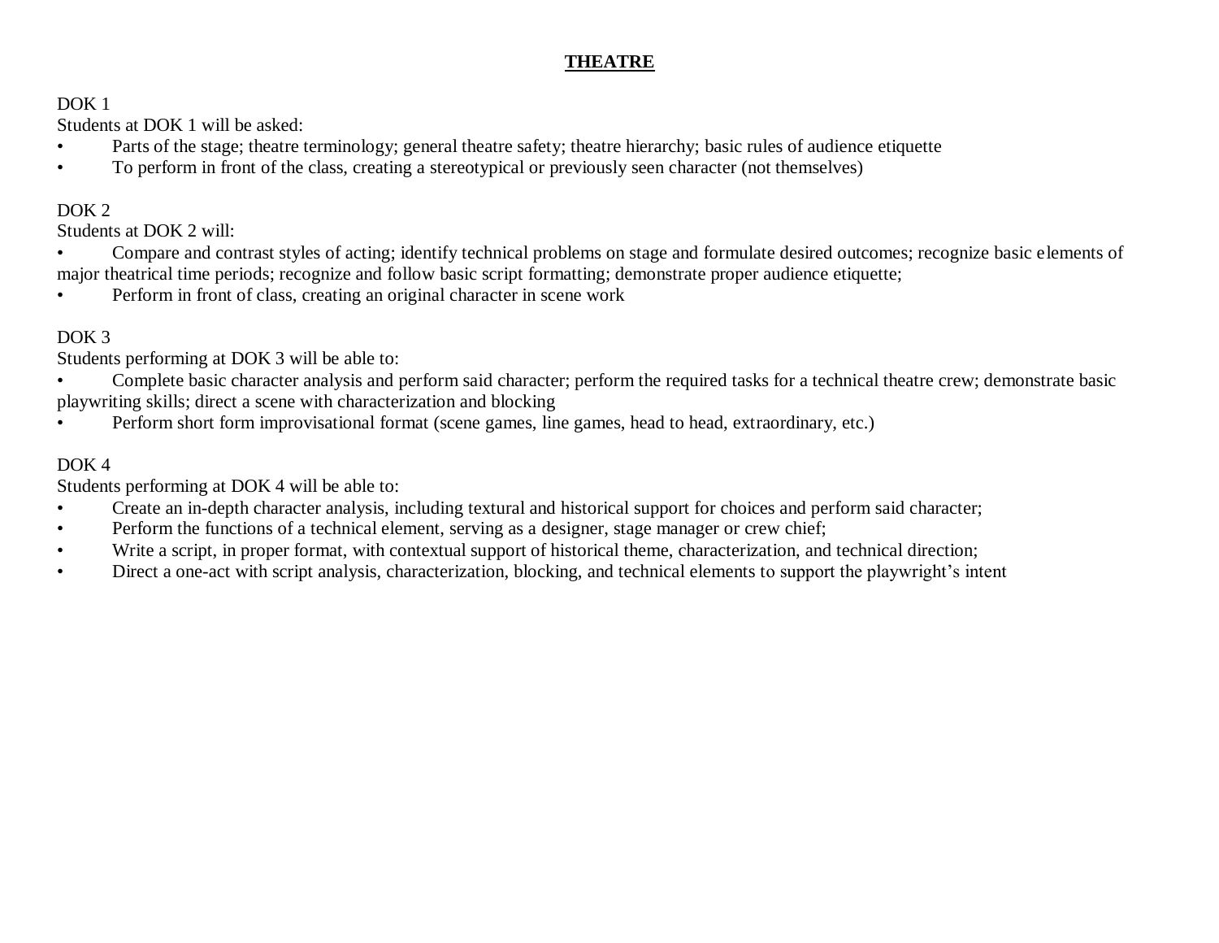# THEATRE

DOK 1

Students at DOK 1 will be asked:

- Parts of the stage; theatre terminology; general theatre safety; theatre hierarchy; basic rules of audience etiquette
- To perform in front of the class, creating a stereotypical or previously seen character (not themselves)

DOK 2

Students at DOK 2 will:

- Compare and contrast styles of acting; identify technical problems on stage and formulate desired outcomes; recognize basic elements of major theatrical time periods; recognize and follow basic script formatting; demonstrate proper audience etiquette;
- Perform in front of class, creating an original character in scene work

DOK 3

Students performing at DOK 3 will be able to:

- Complete basic character analysis and perform said character; perform the required tasks for a technical theatre crew; demonstrate basic playwriting skills; direct a scene with characterization and blocking
- Perform short form improvisational format (scene games, line games, head to head, extraordinary, etc.)

DOK 4

Students performing at DOK 4 will be able to:

- Create an in-depth character analysis, including textural and historical support for choices and perform said character;
- Perform the functions of a technical element, serving as a designer, stage manager or crew chief;
- Write a script, in proper format, with contextual support of historical theme, characterization, and technical direction;
- Direct a one-act with script analysis, characterization, blocking, and technical elements to support the playwright's intent